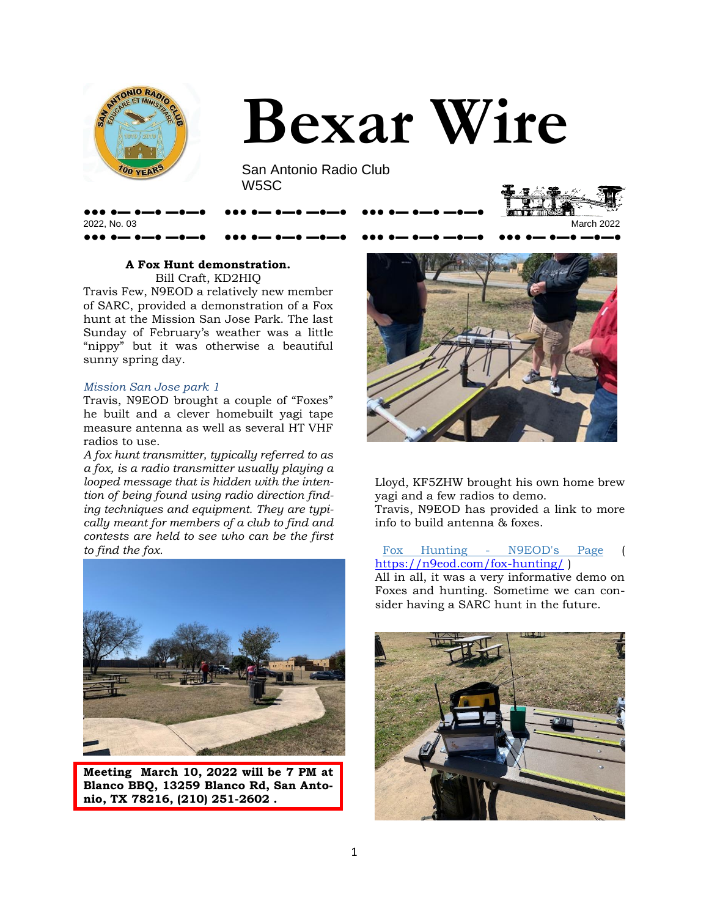# Bexar Wire

San Antonio Radio Club
W5SC

2022, No. 03 — March 2022

### A Fox Hunt demonstration.

Bill Craft, KD2HIQ

Travis Few, N9EOD a relatively new member of SARC, provided a demonstration of a Fox hunt at the Mission San Jose Park. The last Sunday of February's weather was a little "nippy" but it was otherwise a beautiful sunny spring day.

*Mission San Jose park 1*

Travis, N9EOD brought a couple of "Foxes" he built and a clever homebuilt yagi tape measure antenna as well as several HT VHF radios to use.

*A fox hunt transmitter, typically referred to as a fox, is a radio transmitter usually playing a looped message that is hidden with the intention of being found using radio direction finding techniques and equipment. They are typically meant for members of a club to find and contests are held to see who can be the first to find the fox.*

**Meeting March 10, 2022 will be 7 PM at Blanco BBQ, 13259 Blanco Rd, San Antonio, TX 78216, (210) 251-2602 .**

Lloyd, KF5ZHW brought his own home brew yagi and a few radios to demo.
Travis, N9EOD has provided a link to more info to build antenna & foxes.

Fox Hunting - N9EOD's Page ( https://n9eod.com/fox-hunting/ )

All in all, it was a very informative demo on Foxes and hunting. Sometime we can consider having a SARC hunt in the future.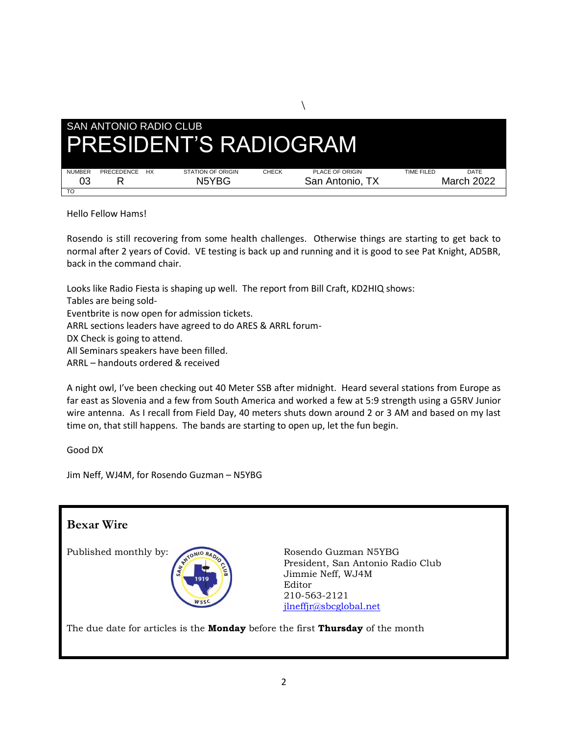\

SAN ANTONIO RADIO CLUB

# PRESIDENT'S RADIOGRAM

| NUMBER | PRECEDENCE | HX | STATION OF ORIGIN | CHECK | PLACE OF ORIGIN | TIME FILED | DATE |
|---|---|---|---|---|---|---|---|
| 03 | R | | N5YBG | | San Antonio, TX | | March 2022 |

TO

Hello Fellow Hams!

Rosendo is still recovering from some health challenges. Otherwise things are starting to get back to normal after 2 years of Covid. VE testing is back up and running and it is good to see Pat Knight, AD5BR, back in the command chair.

Looks like Radio Fiesta is shaping up well. The report from Bill Craft, KD2HIQ shows:
Tables are being sold-
Eventbrite is now open for admission tickets.
ARRL sections leaders have agreed to do ARES & ARRL forum-
DX Check is going to attend.
All Seminars speakers have been filled.
ARRL – handouts ordered & received

A night owl, I've been checking out 40 Meter SSB after midnight. Heard several stations from Europe as far east as Slovenia and a few from South America and worked a few at 5:9 strength using a G5RV Junior wire antenna. As I recall from Field Day, 40 meters shuts down around 2 or 3 AM and based on my last time on, that still happens. The bands are starting to open up, let the fun begin.

Good DX

Jim Neff, WJ4M, for Rosendo Guzman – N5YBG

## Bexar Wire

Published monthly by:

Rosendo Guzman N5YBG
President, San Antonio Radio Club
Jimmie Neff, WJ4M
Editor
210-563-2121
jlneffjr@sbcglobal.net

The due date for articles is the **Monday** before the first **Thursday** of the month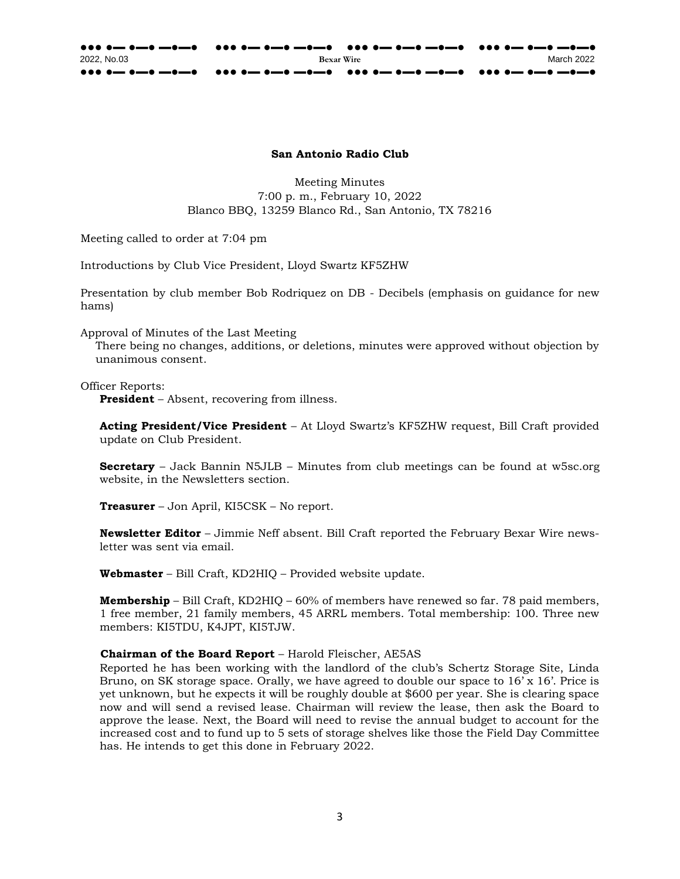# San Antonio Radio Club

Meeting Minutes
7:00 p. m., February 10, 2022
Blanco BBQ, 13259 Blanco Rd., San Antonio, TX 78216

Meeting called to order at 7:04 pm

Introductions by Club Vice President, Lloyd Swartz KF5ZHW

Presentation by club member Bob Rodriquez on DB - Decibels (emphasis on guidance for new hams)

Approval of Minutes of the Last Meeting

There being no changes, additions, or deletions, minutes were approved without objection by unanimous consent.

Officer Reports:

**President** – Absent, recovering from illness.

**Acting President/Vice President** – At Lloyd Swartz's KF5ZHW request, Bill Craft provided update on Club President.

**Secretary** – Jack Bannin N5JLB – Minutes from club meetings can be found at w5sc.org website, in the Newsletters section.

**Treasurer** – Jon April, KI5CSK – No report.

**Newsletter Editor** – Jimmie Neff absent. Bill Craft reported the February Bexar Wire newsletter was sent via email.

**Webmaster** – Bill Craft, KD2HIQ – Provided website update.

**Membership** – Bill Craft, KD2HIQ – 60% of members have renewed so far. 78 paid members, 1 free member, 21 family members, 45 ARRL members. Total membership: 100. Three new members: KI5TDU, K4JPT, KI5TJW.

**Chairman of the Board Report** – Harold Fleischer, AE5AS

Reported he has been working with the landlord of the club's Schertz Storage Site, Linda Bruno, on SK storage space. Orally, we have agreed to double our space to 16' x 16'. Price is yet unknown, but he expects it will be roughly double at $600 per year. She is clearing space now and will send a revised lease. Chairman will review the lease, then ask the Board to approve the lease. Next, the Board will need to revise the annual budget to account for the increased cost and to fund up to 5 sets of storage shelves like those the Field Day Committee has. He intends to get this done in February 2022.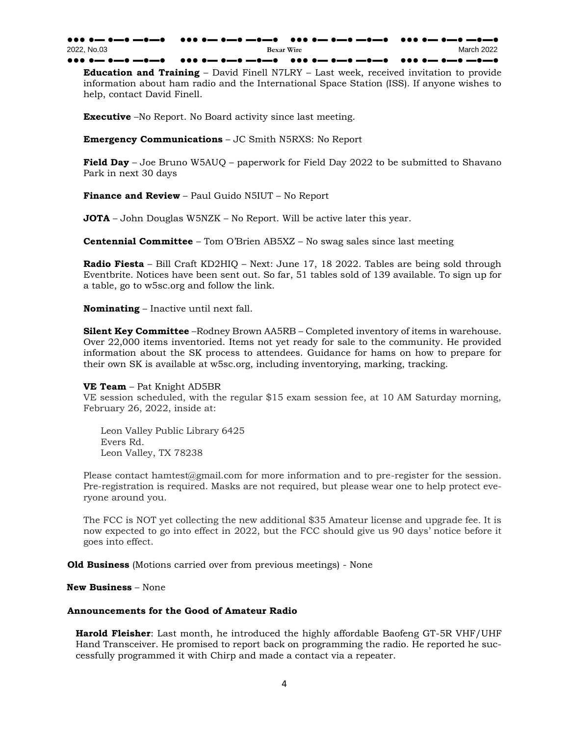**Education and Training** – David Finell N7LRY – Last week, received invitation to provide information about ham radio and the International Space Station (ISS). If anyone wishes to help, contact David Finell.

**Executive** –No Report. No Board activity since last meeting.

**Emergency Communications** – JC Smith N5RXS: No Report

**Field Day** – Joe Bruno W5AUQ – paperwork for Field Day 2022 to be submitted to Shavano Park in next 30 days

**Finance and Review** – Paul Guido N5IUT – No Report

**JOTA** – John Douglas W5NZK – No Report. Will be active later this year.

**Centennial Committee** – Tom O'Brien AB5XZ – No swag sales since last meeting

**Radio Fiesta** – Bill Craft KD2HIQ – Next: June 17, 18 2022. Tables are being sold through Eventbrite. Notices have been sent out. So far, 51 tables sold of 139 available. To sign up for a table, go to w5sc.org and follow the link.

**Nominating** – Inactive until next fall.

**Silent Key Committee** –Rodney Brown AA5RB – Completed inventory of items in warehouse. Over 22,000 items inventoried. Items not yet ready for sale to the community. He provided information about the SK process to attendees. Guidance for hams on how to prepare for their own SK is available at w5sc.org, including inventorying, marking, tracking.

**VE Team** – Pat Knight AD5BR

VE session scheduled, with the regular $15 exam session fee, at 10 AM Saturday morning, February 26, 2022, inside at:

Leon Valley Public Library 6425
Evers Rd.
Leon Valley, TX 78238

Please contact hamtest@gmail.com for more information and to pre-register for the session. Pre-registration is required. Masks are not required, but please wear one to help protect everyone around you.

The FCC is NOT yet collecting the new additional $35 Amateur license and upgrade fee. It is now expected to go into effect in 2022, but the FCC should give us 90 days' notice before it goes into effect.

**Old Business** (Motions carried over from previous meetings) - None

**New Business** – None

**Announcements for the Good of Amateur Radio**

**Harold Fleisher**: Last month, he introduced the highly affordable Baofeng GT-5R VHF/UHF Hand Transceiver. He promised to report back on programming the radio. He reported he successfully programmed it with Chirp and made a contact via a repeater.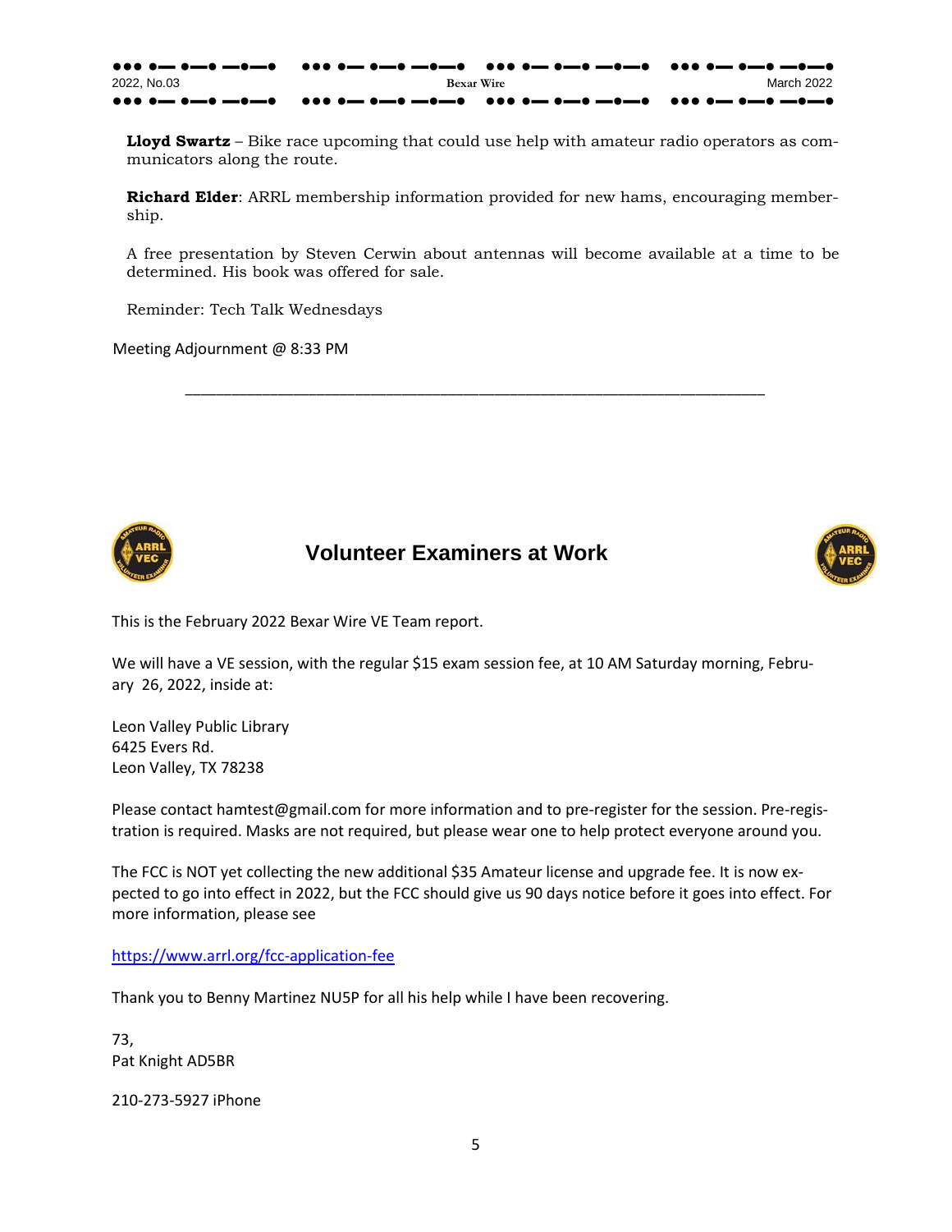**Lloyd Swartz** – Bike race upcoming that could use help with amateur radio operators as communicators along the route.

**Richard Elder**: ARRL membership information provided for new hams, encouraging membership.

A free presentation by Steven Cerwin about antennas will become available at a time to be determined. His book was offered for sale.

Reminder: Tech Talk Wednesdays

Meeting Adjournment @ 8:33 PM

---

## Volunteer Examiners at Work

This is the February 2022 Bexar Wire VE Team report.

We will have a VE session, with the regular $15 exam session fee, at 10 AM Saturday morning, February 26, 2022, inside at:

Leon Valley Public Library
6425 Evers Rd.
Leon Valley, TX 78238

Please contact hamtest@gmail.com for more information and to pre-register for the session. Pre-registration is required. Masks are not required, but please wear one to help protect everyone around you.

The FCC is NOT yet collecting the new additional $35 Amateur license and upgrade fee. It is now expected to go into effect in 2022, but the FCC should give us 90 days notice before it goes into effect. For more information, please see

https://www.arrl.org/fcc-application-fee

Thank you to Benny Martinez NU5P for all his help while I have been recovering.

73,
Pat Knight AD5BR

210-273-5927 iPhone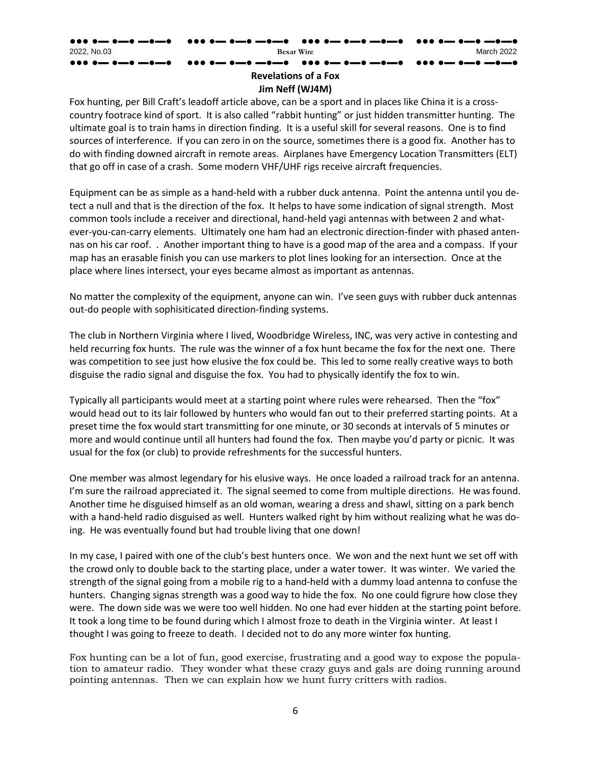## Revelations of a Fox

**Jim Neff (WJ4M)**

Fox hunting, per Bill Craft's leadoff article above, can be a sport and in places like China it is a cross-country footrace kind of sport. It is also called "rabbit hunting" or just hidden transmitter hunting. The ultimate goal is to train hams in direction finding. It is a useful skill for several reasons. One is to find sources of interference. If you can zero in on the source, sometimes there is a good fix. Another has to do with finding downed aircraft in remote areas. Airplanes have Emergency Location Transmitters (ELT) that go off in case of a crash. Some modern VHF/UHF rigs receive aircraft frequencies.

Equipment can be as simple as a hand-held with a rubber duck antenna. Point the antenna until you detect a null and that is the direction of the fox. It helps to have some indication of signal strength. Most common tools include a receiver and directional, hand-held yagi antennas with between 2 and whatever-you-can-carry elements. Ultimately one ham had an electronic direction-finder with phased antennas on his car roof. . Another important thing to have is a good map of the area and a compass. If your map has an erasable finish you can use markers to plot lines looking for an intersection. Once at the place where lines intersect, your eyes became almost as important as antennas.

No matter the complexity of the equipment, anyone can win. I've seen guys with rubber duck antennas out-do people with sophisiticated direction-finding systems.

The club in Northern Virginia where I lived, Woodbridge Wireless, INC, was very active in contesting and held recurring fox hunts. The rule was the winner of a fox hunt became the fox for the next one. There was competition to see just how elusive the fox could be. This led to some really creative ways to both disguise the radio signal and disguise the fox. You had to physically identify the fox to win.

Typically all participants would meet at a starting point where rules were rehearsed. Then the "fox" would head out to its lair followed by hunters who would fan out to their preferred starting points. At a preset time the fox would start transmitting for one minute, or 30 seconds at intervals of 5 minutes or more and would continue until all hunters had found the fox. Then maybe you'd party or picnic. It was usual for the fox (or club) to provide refreshments for the successful hunters.

One member was almost legendary for his elusive ways. He once loaded a railroad track for an antenna. I'm sure the railroad appreciated it. The signal seemed to come from multiple directions. He was found. Another time he disguised himself as an old woman, wearing a dress and shawl, sitting on a park bench with a hand-held radio disguised as well. Hunters walked right by him without realizing what he was doing. He was eventually found but had trouble living that one down!

In my case, I paired with one of the club's best hunters once. We won and the next hunt we set off with the crowd only to double back to the starting place, under a water tower. It was winter. We varied the strength of the signal going from a mobile rig to a hand-held with a dummy load antenna to confuse the hunters. Changing signas strength was a good way to hide the fox. No one could figrure how close they were. The down side was we were too well hidden. No one had ever hidden at the starting point before. It took a long time to be found during which I almost froze to death in the Virginia winter. At least I thought I was going to freeze to death. I decided not to do any more winter fox hunting.

Fox hunting can be a lot of fun, good exercise, frustrating and a good way to expose the population to amateur radio. They wonder what these crazy guys and gals are doing running around pointing antennas. Then we can explain how we hunt furry critters with radios.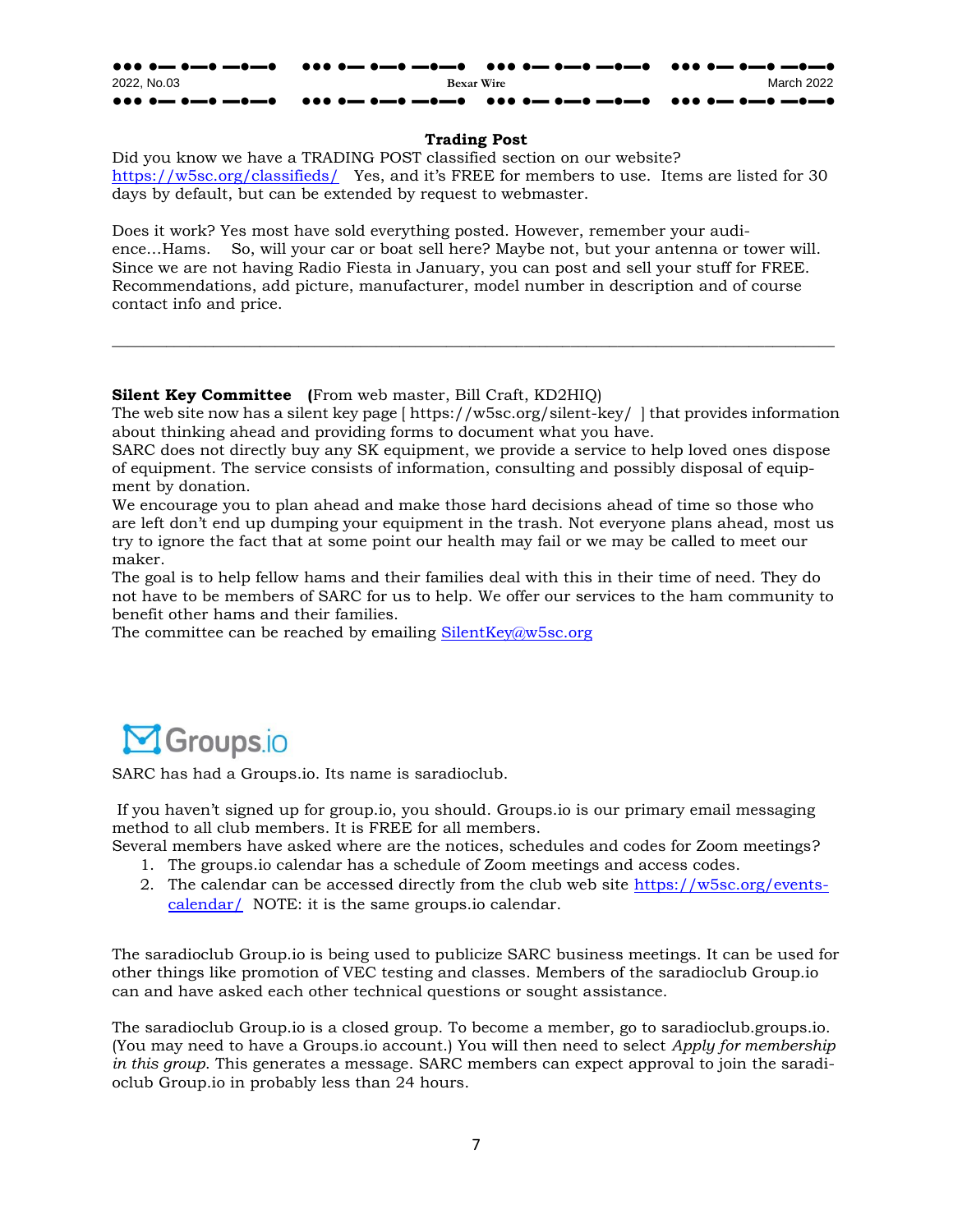## Trading Post

Did you know we have a TRADING POST classified section on our website? [https://w5sc.org/classifieds/](https://w5sc.org/classifieds/) Yes, and it's FREE for members to use. Items are listed for 30 days by default, but can be extended by request to webmaster.

Does it work? Yes most have sold everything posted. However, remember your audience…Hams. So, will your car or boat sell here? Maybe not, but your antenna or tower will. Since we are not having Radio Fiesta in January, you can post and sell your stuff for FREE. Recommendations, add picture, manufacturer, model number in description and of course contact info and price.

---

**Silent Key Committee** (From web master, Bill Craft, KD2HIQ)

The web site now has a silent key page [ https://w5sc.org/silent-key/ ] that provides information about thinking ahead and providing forms to document what you have.

SARC does not directly buy any SK equipment, we provide a service to help loved ones dispose of equipment. The service consists of information, consulting and possibly disposal of equipment by donation.

We encourage you to plan ahead and make those hard decisions ahead of time so those who are left don't end up dumping your equipment in the trash. Not everyone plans ahead, most us try to ignore the fact that at some point our health may fail or we may be called to meet our maker.

The goal is to help fellow hams and their families deal with this in their time of need. They do not have to be members of SARC for us to help. We offer our services to the ham community to benefit other hams and their families.

The committee can be reached by emailing [SilentKey@w5sc.org](mailto:SilentKey@w5sc.org)

## Groups.io

SARC has had a Groups.io. Its name is saradioclub.

If you haven't signed up for group.io, you should. Groups.io is our primary email messaging method to all club members. It is FREE for all members.

Several members have asked where are the notices, schedules and codes for Zoom meetings?

1. The groups.io calendar has a schedule of Zoom meetings and access codes.
2. The calendar can be accessed directly from the club web site [https://w5sc.org/events-calendar/](https://w5sc.org/events-calendar/) NOTE: it is the same groups.io calendar.

The saradioclub Group.io is being used to publicize SARC business meetings. It can be used for other things like promotion of VEC testing and classes. Members of the saradioclub Group.io can and have asked each other technical questions or sought assistance.

The saradioclub Group.io is a closed group. To become a member, go to saradioclub.groups.io. (You may need to have a Groups.io account.) You will then need to select *Apply for membership in this group*. This generates a message. SARC members can expect approval to join the saradioclub Group.io in probably less than 24 hours.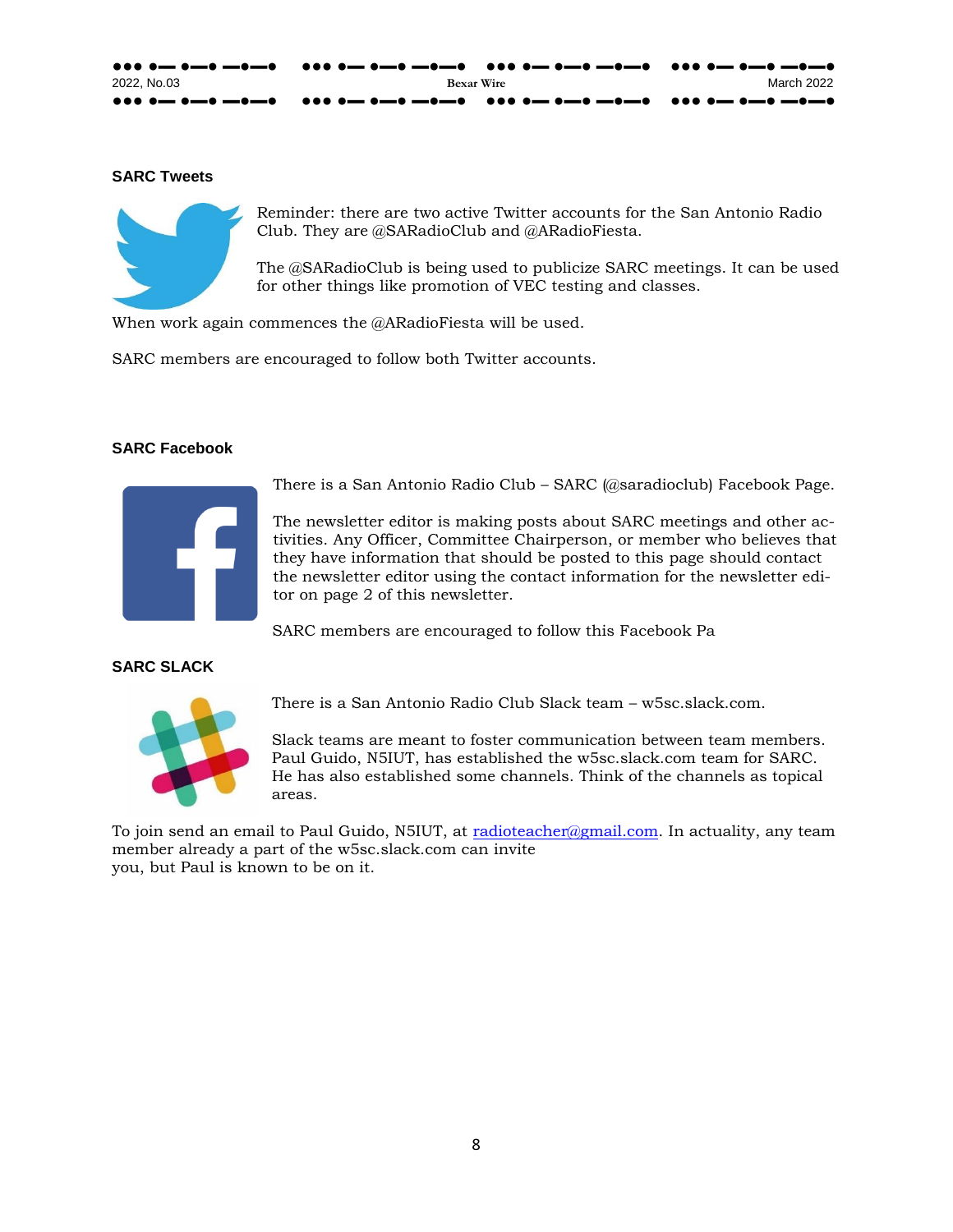### SARC Tweets

Reminder: there are two active Twitter accounts for the San Antonio Radio Club. They are @SARadioClub and @ARadioFiesta.

The @SARadioClub is being used to publicize SARC meetings. It can be used for other things like promotion of VEC testing and classes.

When work again commences the @ARadioFiesta will be used.

SARC members are encouraged to follow both Twitter accounts.

### SARC Facebook

There is a San Antonio Radio Club – SARC (@saradioclub) Facebook Page.

The newsletter editor is making posts about SARC meetings and other activities. Any Officer, Committee Chairperson, or member who believes that they have information that should be posted to this page should contact the newsletter editor using the contact information for the newsletter editor on page 2 of this newsletter.

SARC members are encouraged to follow this Facebook Pa

### SARC SLACK

There is a San Antonio Radio Club Slack team – w5sc.slack.com.

Slack teams are meant to foster communication between team members. Paul Guido, N5IUT, has established the w5sc.slack.com team for SARC. He has also established some channels. Think of the channels as topical areas.

To join send an email to Paul Guido, N5IUT, at radioteacher@gmail.com. In actuality, any team member already a part of the w5sc.slack.com can invite you, but Paul is known to be on it.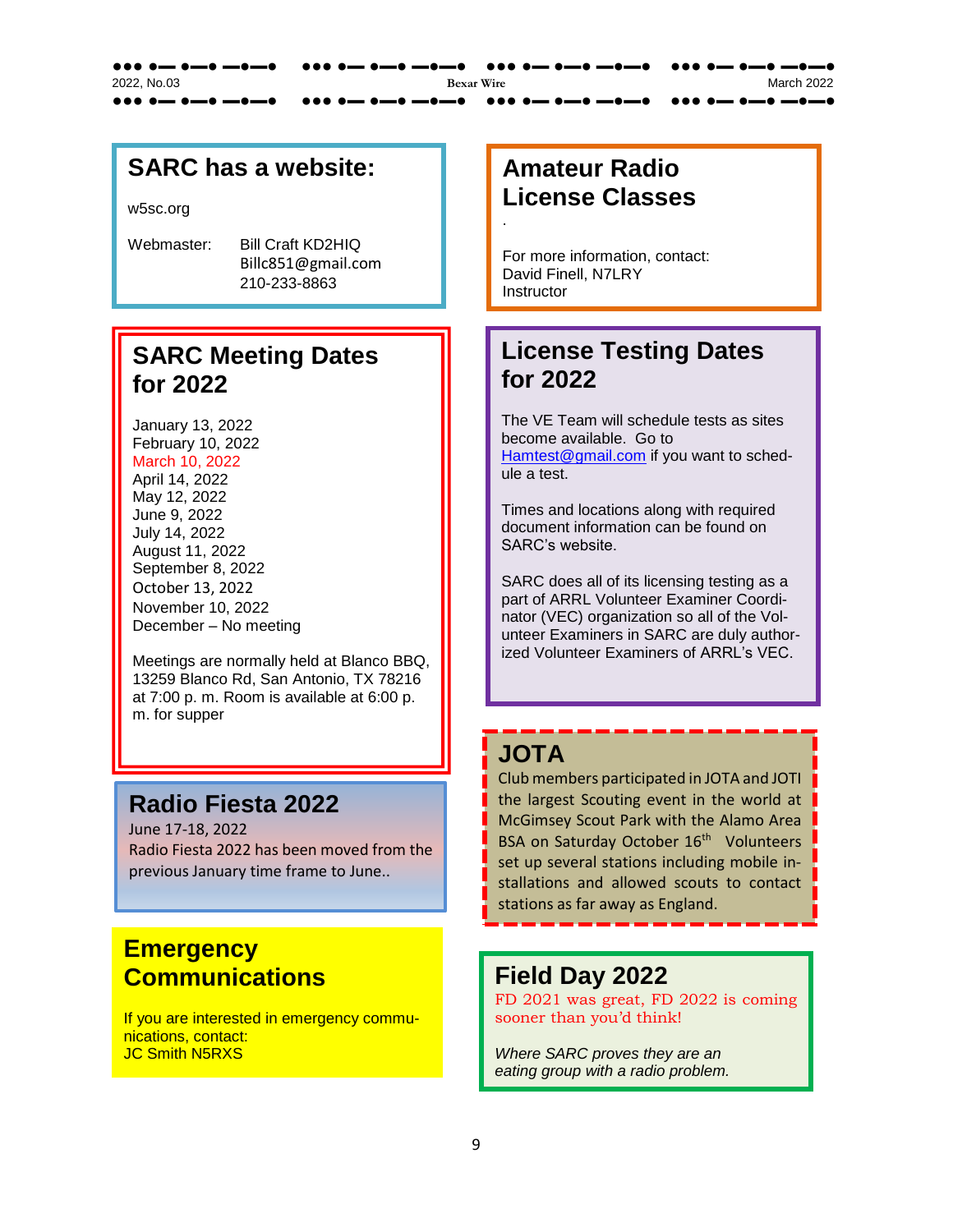## SARC has a website:

w5sc.org

Webmaster: Bill Craft KD2HIQ
Billc851@gmail.com
210-233-8863

## SARC Meeting Dates for 2022

January 13, 2022
February 10, 2022
March 10, 2022
April 14, 2022
May 12, 2022
June 9, 2022
July 14, 2022
August 11, 2022
September 8, 2022
October 13, 2022
November 10, 2022
December – No meeting

Meetings are normally held at Blanco BBQ, 13259 Blanco Rd, San Antonio, TX 78216 at 7:00 p. m. Room is available at 6:00 p. m. for supper

## Radio Fiesta 2022

June 17-18, 2022
Radio Fiesta 2022 has been moved from the previous January time frame to June..

## Emergency Communications

If you are interested in emergency communications, contact:
JC Smith N5RXS

## Amateur Radio License Classes

.

For more information, contact:
David Finell, N7LRY
Instructor

## License Testing Dates for 2022

The VE Team will schedule tests as sites become available. Go to Hamtest@gmail.com if you want to schedule a test.

Times and locations along with required document information can be found on SARC's website.

SARC does all of its licensing testing as a part of ARRL Volunteer Examiner Coordinator (VEC) organization so all of the Volunteer Examiners in SARC are duly authorized Volunteer Examiners of ARRL's VEC.

## JOTA

Club members participated in JOTA and JOTI the largest Scouting event in the world at McGimsey Scout Park with the Alamo Area BSA on Saturday October 16th Volunteers set up several stations including mobile installations and allowed scouts to contact stations as far away as England.

## Field Day 2022

FD 2021 was great, FD 2022 is coming sooner than you'd think!

*Where SARC proves they are an eating group with a radio problem.*